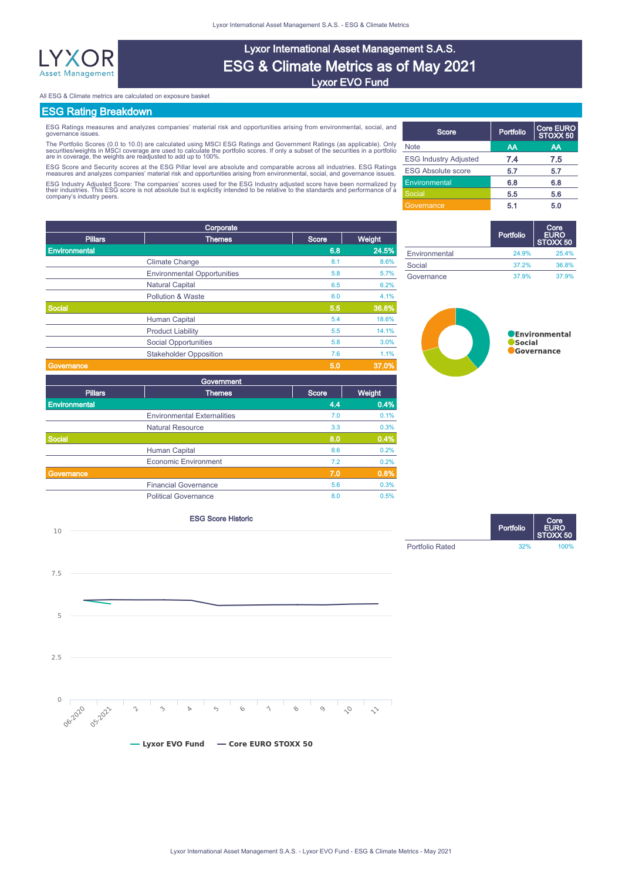# Lyxor International Asset Management S.A.S.

## ESG & Climate Metrics as of May 2021

### Lyxor EVO Fund

All ESG & Climate metrics are calculated on exposure basket

## ESG Rating Breakdown

ESG Ratings measures and analyzes companies' material risk and opportunities arising from environmental, social, and governance issues.

The Portfolio Scores (0.0 to 10.0) are calculated using MSCI ESG Ratings and Government Ratings (as applicable). Only securities/weights in MSCI coverage are used to calculate the portfolio scores. If only a subset of the securities in a portfolio are in coverage, the weights are readjusted to add up to 100%.

ESG Score and Security scores at the ESG Pillar level are absolute and comparable across all industries. ESG Ratings measures and analyzes companies' material risk and opportunities arising from environmental, social, and governance issues.

ESG Industry Adjusted Score: The companies' scores used for the ESG Industry adjusted score have been normalized by their industries. This ESG score is not absolute but is explicitly intended to be relative to the standards and performance of a company's industry peers.

| Score | Portfolio | Core EURO STOXX 50 |
|---|---|---|
| Note | AA | AA |
| ESG Industry Adjusted | 7.4 | 7.5 |
| ESG Absolute score | 5.7 | 5.7 |
| Environmental | 6.8 | 6.8 |
| Social | 5.5 | 5.6 |
| Governance | 5.1 | 5.0 |

| Corporate | | | |
|---|---|---|---|
| **Pillars** | **Themes** | **Score** | **Weight** |
| **Environmental** | | **6.8** | **24.5%** |
| | Climate Change | 8.1 | 8.6% |
| | Environmental Opportunities | 5.8 | 5.7% |
| | Natural Capital | 6.5 | 6.2% |
| | Pollution & Waste | 6.0 | 4.1% |
| **Social** | | **5.5** | **36.8%** |
| | Human Capital | 5.4 | 18.6% |
| | Product Liability | 5.5 | 14.1% |
| | Social Opportunities | 5.8 | 3.0% |
| | Stakeholder Opposition | 7.6 | 1.1% |
| **Governance** | | **5.0** | **37.0%** |

| | Portfolio | Core EURO STOXX 50 |
|---|---|---|
| Environmental | 24.9% | 25.4% |
| Social | 37.2% | 36.8% |
| Governance | 37.9% | 37.9% |

| Government | | | |
|---|---|---|---|
| **Pillars** | **Themes** | **Score** | **Weight** |
| **Environmental** | | **4.4** | **0.4%** |
| | Environmental Externalities | 7.0 | 0.1% |
| | Natural Resource | 3.3 | 0.3% |
| **Social** | | **8.0** | **0.4%** |
| | Human Capital | 8.6 | 0.2% |
| | Economic Environment | 7.2 | 0.2% |
| **Governance** | | **7.0** | **0.8%** |
| | Financial Governance | 5.6 | 0.3% |
| | Political Governance | 8.0 | 0.5% |

ESG Score Historic

— Lyxor EVO Fund — Core EURO STOXX 50

| | Portfolio | Core EURO STOXX 50 |
|---|---|---|
| Portfolio Rated | 32% | 100% |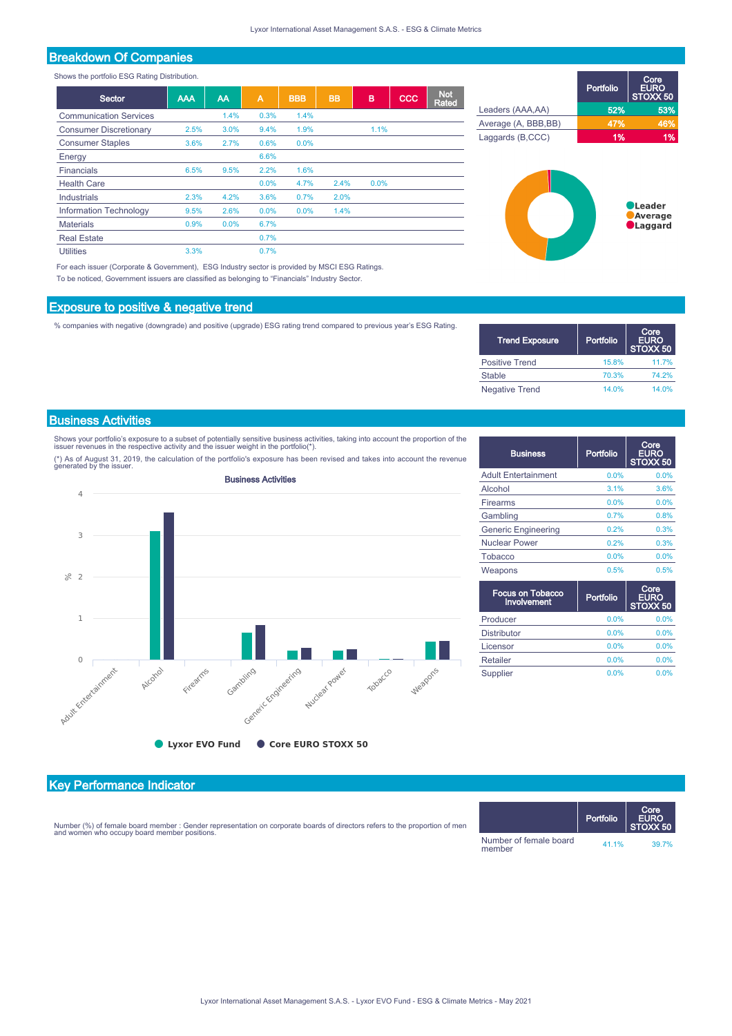## Breakdown Of Companies

Shows the portfolio ESG Rating Distribution.

| Sector | AAA | AA | A | BBB | BB | B | CCC | Not Rated |
|---|---|---|---|---|---|---|---|---|
| Communication Services | | 1.4% | 0.3% | 1.4% | | | | |
| Consumer Discretionary | 2.5% | 3.0% | 9.4% | 1.9% | | 1.1% | | |
| Consumer Staples | 3.6% | 2.7% | 0.6% | 0.0% | | | | |
| Energy | | | 6.6% | | | | | |
| Financials | 6.5% | 9.5% | 2.2% | 1.6% | | | | |
| Health Care | | | 0.0% | 4.7% | 2.4% | 0.0% | | |
| Industrials | 2.3% | 4.2% | 3.6% | 0.7% | 2.0% | | | |
| Information Technology | 9.5% | 2.6% | 0.0% | 0.0% | 1.4% | | | |
| Materials | 0.9% | 0.0% | 6.7% | | | | | |
| Real Estate | | | 0.7% | | | | | |
| Utilities | 3.3% | | 0.7% | | | | | |

For each issuer (Corporate & Government), ESG Industry sector is provided by MSCI ESG Ratings.
To be noticed, Government issuers are classified as belonging to "Financials" Industry Sector.

| | Portfolio | Core EURO STOXX 50 |
|---|---|---|
| Leaders (AAA,AA) | 52% | 53% |
| Average (A, BBB,BB) | 47% | 46% |
| Laggards (B,CCC) | 1% | 1% |

Leader
Average
Laggard

## Exposure to positive & negative trend

% companies with negative (downgrade) and positive (upgrade) ESG rating trend compared to previous year's ESG Rating.

| Trend Exposure | Portfolio | Core EURO STOXX 50 |
|---|---|---|
| Positive Trend | 15.8% | 11.7% |
| Stable | 70.3% | 74.2% |
| Negative Trend | 14.0% | 14.0% |

## Business Activities

Shows your portfolio's exposure to a subset of potentially sensitive business activities, taking into account the proportion of the issuer revenues in the respective activity and the issuer weight in the portfolio(*).

(*) As of August 31, 2019, the calculation of the portfolio's exposure has been revised and takes into account the revenue generated by the issuer.

**Business Activities**

Lyxor EVO Fund — Core EURO STOXX 50

| Business | Portfolio | Core EURO STOXX 50 |
|---|---|---|
| Adult Entertainment | 0.0% | 0.0% |
| Alcohol | 3.1% | 3.6% |
| Firearms | 0.0% | 0.0% |
| Gambling | 0.7% | 0.8% |
| Generic Engineering | 0.2% | 0.3% |
| Nuclear Power | 0.2% | 0.3% |
| Tobacco | 0.0% | 0.0% |
| Weapons | 0.5% | 0.5% |

| Focus on Tobacco Involvement | Portfolio | Core EURO STOXX 50 |
|---|---|---|
| Producer | 0.0% | 0.0% |
| Distributor | 0.0% | 0.0% |
| Licensor | 0.0% | 0.0% |
| Retailer | 0.0% | 0.0% |
| Supplier | 0.0% | 0.0% |

## Key Performance Indicator

Number (%) of female board member : Gender representation on corporate boards of directors refers to the proportion of men and women who occupy board member positions.

| | Portfolio | Core EURO STOXX 50 |
|---|---|---|
| Number of female board member | 41.1% | 39.7% |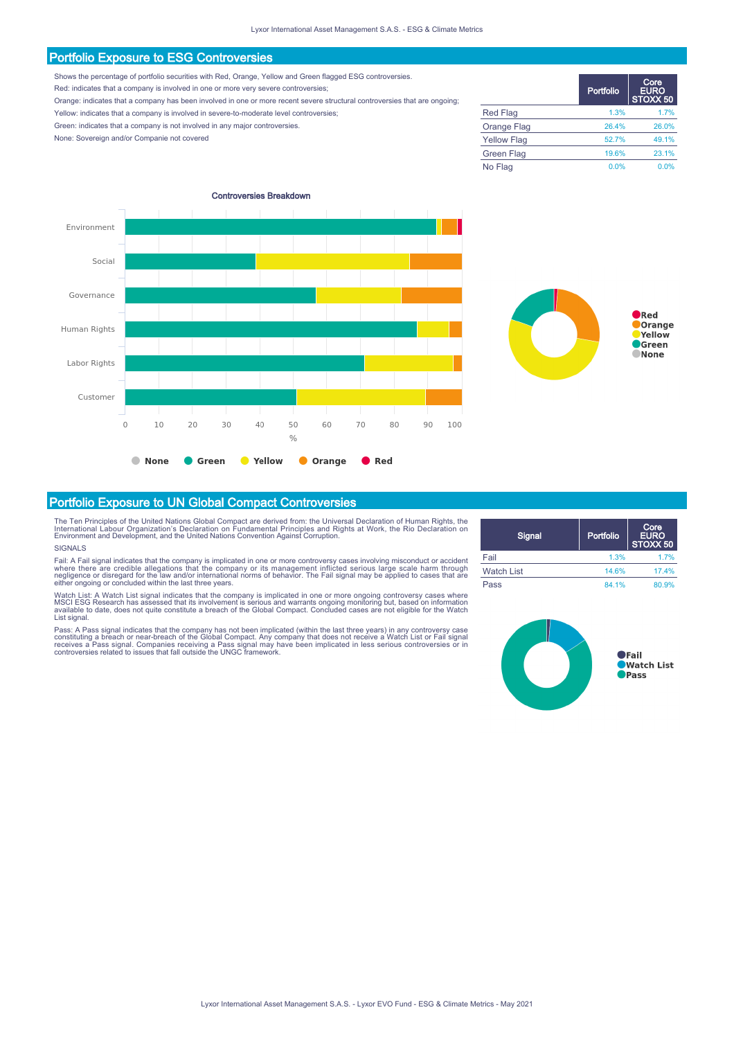## Portfolio Exposure to ESG Controversies

Shows the percentage of portfolio securities with Red, Orange, Yellow and Green flagged ESG controversies.

Red: indicates that a company is involved in one or more very severe controversies;

Orange: indicates that a company has been involved in one or more recent severe structural controversies that are ongoing;

Yellow: indicates that a company is involved in severe-to-moderate level controversies;

Green: indicates that a company is not involved in any major controversies.

None: Sovereign and/or Companie not covered

| | Portfolio | Core EURO STOXX 50 |
|---|---|---|
| Red Flag | 1.3% | 1.7% |
| Orange Flag | 26.4% | 26.0% |
| Yellow Flag | 52.7% | 49.1% |
| Green Flag | 19.6% | 23.1% |
| No Flag | 0.0% | 0.0% |

Controversies Breakdown

## Portfolio Exposure to UN Global Compact Controversies

The Ten Principles of the United Nations Global Compact are derived from: the Universal Declaration of Human Rights, the International Labour Organization's Declaration on Fundamental Principles and Rights at Work, the Rio Declaration on Environment and Development, and the United Nations Convention Against Corruption.

SIGNALS

Fail: A Fail signal indicates that the company is implicated in one or more controversy cases involving misconduct or accident where there are credible allegations that the company or its management inflicted serious large scale harm through negligence or disregard for the law and/or international norms of behavior. The Fail signal may be applied to cases that are either ongoing or concluded within the last three years.

Watch List: A Watch List signal indicates that the company is implicated in one or more ongoing controversy cases where MSCI ESG Research has assessed that its involvement is serious and warrants ongoing monitoring but, based on information available to date, does not quite constitute a breach of the Global Compact. Concluded cases are not eligible for the Watch List signal.

Pass: A Pass signal indicates that the company has not been implicated (within the last three years) in any controversy case constituting a breach or near-breach of the Global Compact. Any company that does not receive a Watch List or Fail signal receives a Pass signal. Companies receiving a Pass signal may have been implicated in less serious controversies or in controversies related to issues that fall outside the UNGC framework.

| Signal | Portfolio | Core EURO STOXX 50 |
|---|---|---|
| Fail | 1.3% | 1.7% |
| Watch List | 14.6% | 17.4% |
| Pass | 84.1% | 80.9% |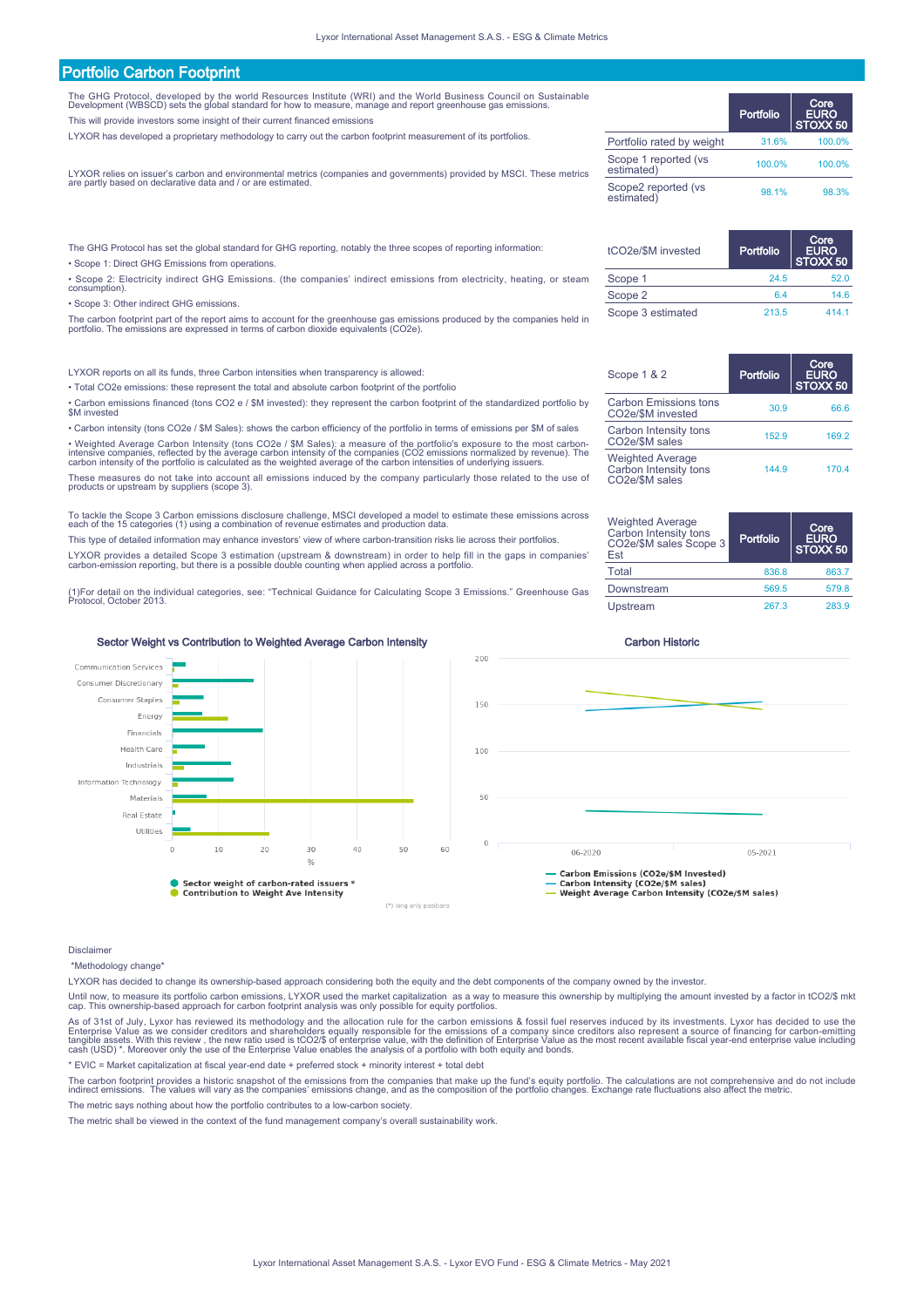## Portfolio Carbon Footprint

The GHG Protocol, developed by the world Resources Institute (WRI) and the World Business Council on Sustainable Development (WBSCD) sets the global standard for how to measure, manage and report greenhouse gas emissions.

This will provide investors some insight of their current financed emissions

LYXOR has developed a proprietary methodology to carry out the carbon footprint measurement of its portfolios.

LYXOR relies on issuer's carbon and environmental metrics (companies and governments) provided by MSCI. These metrics are partly based on declarative data and / or are estimated.

| | Portfolio | Core EURO STOXX 50 |
|---|---|---|
| Portfolio rated by weight | 31.6% | 100.0% |
| Scope 1 reported (vs estimated) | 100.0% | 100.0% |
| Scope2 reported (vs estimated) | 98.1% | 98.3% |

The GHG Protocol has set the global standard for GHG reporting, notably the three scopes of reporting information:

- Scope 1: Direct GHG Emissions from operations.
- Scope 2: Electricity indirect GHG Emissions. (the companies' indirect emissions from electricity, heating, or steam consumption).
- Scope 3: Other indirect GHG emissions.

The carbon footprint part of the report aims to account for the greenhouse gas emissions produced by the companies held in portfolio. The emissions are expressed in terms of carbon dioxide equivalents (CO2e).

| tCO2e/$M invested | Portfolio | Core EURO STOXX 50 |
|---|---|---|
| Scope 1 | 24.5 | 52.0 |
| Scope 2 | 6.4 | 14.6 |
| Scope 3 estimated | 213.5 | 414.1 |

LYXOR reports on all its funds, three Carbon intensities when transparency is allowed:

- Total CO2e emissions: these represent the total and absolute carbon footprint of the portfolio
- Carbon emissions financed (tons CO2 e / $M invested): they represent the carbon footprint of the standardized portfolio by $M invested
- Carbon intensity (tons CO2e / $M Sales): shows the carbon efficiency of the portfolio in terms of emissions per $M of sales
- Weighted Average Carbon Intensity (tons CO2e / $M Sales): a measure of the portfolio's exposure to the most carbon-intensive companies, reflected by the average carbon intensity of the companies (CO2 emissions normalized by revenue). The carbon intensity of the portfolio is calculated as the weighted average of the carbon intensities of underlying issuers.

These measures do not take into account all emissions induced by the company particularly those related to the use of products or upstream by suppliers (scope 3).

| Scope 1 & 2 | Portfolio | Core EURO STOXX 50 |
|---|---|---|
| Carbon Emissions tons CO2e/$M invested | 30.9 | 66.6 |
| Carbon Intensity tons CO2e/$M sales | 152.9 | 169.2 |
| Weighted Average Carbon Intensity tons CO2e/$M sales | 144.9 | 170.4 |

To tackle the Scope 3 Carbon emissions disclosure challenge, MSCI developed a model to estimate these emissions across each of the 15 categories (1) using a combination of revenue estimates and production data.

This type of detailed information may enhance investors' view of where carbon-transition risks lie across their portfolios.

LYXOR provides a detailed Scope 3 estimation (upstream & downstream) in order to help fill in the gaps in companies' carbon-emission reporting, but there is a possible double counting when applied across a portfolio.

(1)For detail on the individual categories, see: "Technical Guidance for Calculating Scope 3 Emissions." Greenhouse Gas Protocol, October 2013.

| Weighted Average Carbon Intensity tons CO2e/$M sales Scope 3 Est | Portfolio | Core EURO STOXX 50 |
|---|---|---|
| Total | 836.8 | 863.7 |
| Downstream | 569.5 | 579.8 |
| Upstream | 267.3 | 283.9 |

### Sector Weight vs Contribution to Weighted Average Carbon Intensity

(*) long only positions

### Carbon Historic

Disclaimer

*Methodology change*

LYXOR has decided to change its ownership-based approach considering both the equity and the debt components of the company owned by the investor.

Until now, to measure its portfolio carbon emissions, LYXOR used the market capitalization as a way to measure this ownership by multiplying the amount invested by a factor in tCO2/$ mkt cap. This ownership-based approach for carbon footprint analysis was only possible for equity portfolios.

As of 31st of July, Lyxor has reviewed its methodology and the allocation rule for the carbon emissions & fossil fuel reserves induced by its investments. Lyxor has decided to use the Enterprise Value as we consider creditors and shareholders equally responsible for the emissions of a company since creditors also represent a source of financing for carbon-emitting tangible assets. With this review , the new ratio used is tCO2/$ of enterprise value, with the definition of Enterprise Value as the most recent available fiscal year-end enterprise value including cash (USD) *. Moreover only the use of the Enterprise Value enables the analysis of a portfolio with both equity and bonds.

* EVIC = Market capitalization at fiscal year-end date + preferred stock + minority interest + total debt

The carbon footprint provides a historic snapshot of the emissions from the companies that make up the fund's equity portfolio. The calculations are not comprehensive and do not include indirect emissions. The values will vary as the companies' emissions change, and as the composition of the portfolio changes. Exchange rate fluctuations also affect the metric.

The metric says nothing about how the portfolio contributes to a low-carbon society.

The metric shall be viewed in the context of the fund management company's overall sustainability work.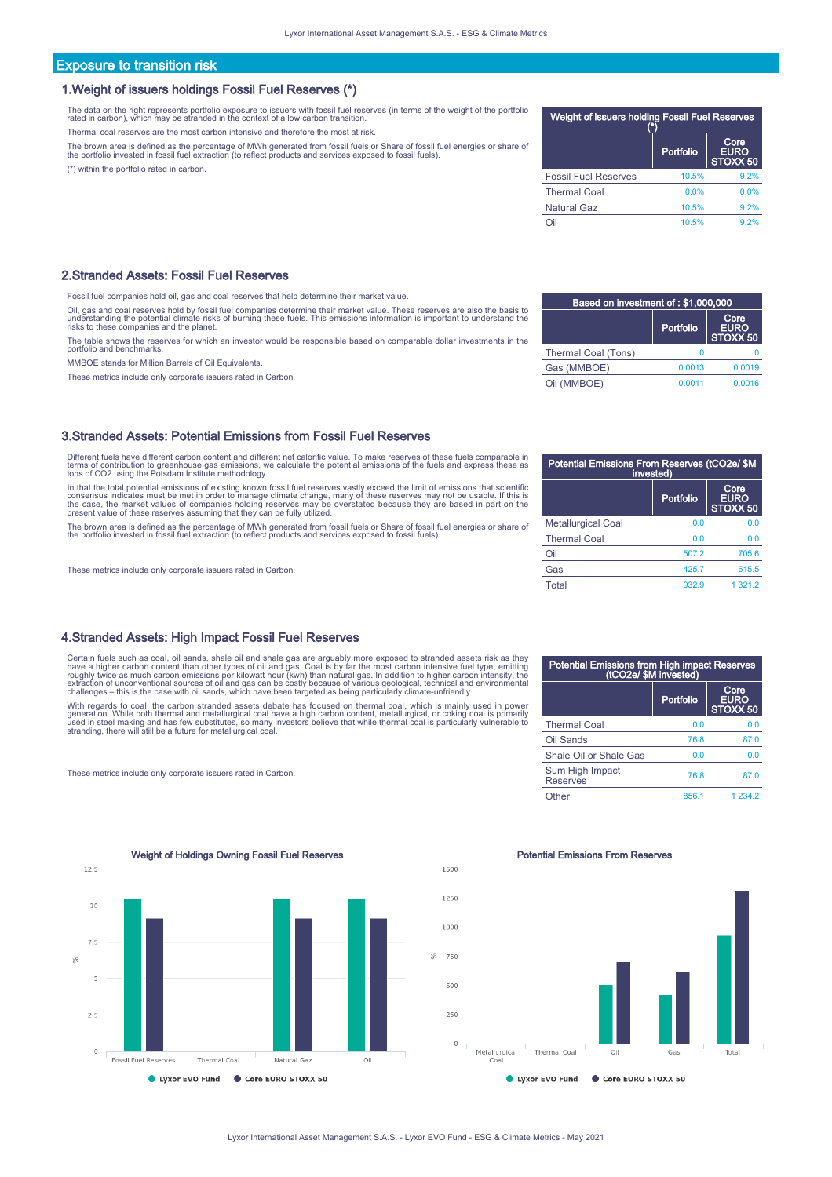## Exposure to transition risk

### 1.Weight of issuers holdings Fossil Fuel Reserves (*)

The data on the right represents portfolio exposure to issuers with fossil fuel reserves (in terms of the weight of the portfolio rated in carbon), which may be stranded in the context of a low carbon transition.

Thermal coal reserves are the most carbon intensive and therefore the most at risk.

The brown area is defined as the percentage of MWh generated from fossil fuels or Share of fossil fuel energies or share of the portfolio invested in fossil fuel extraction (to reflect products and services exposed to fossil fuels).

(*) within the portfolio rated in carbon.

| Weight of issuers holding Fossil Fuel Reserves (*) | | |
|---|---|---|
| | Portfolio | Core EURO STOXX 50 |
| Fossil Fuel Reserves | 10.5% | 9.2% |
| Thermal Coal | 0.0% | 0.0% |
| Natural Gaz | 10.5% | 9.2% |
| Oil | 10.5% | 9.2% |

### 2.Stranded Assets: Fossil Fuel Reserves

Fossil fuel companies hold oil, gas and coal reserves that help determine their market value.

Oil, gas and coal reserves hold by fossil fuel companies determine their market value. These reserves are also the basis to understanding the potential climate risks of burning these fuels. This emissions information is important to understand the risks to these companies and the planet.

The table shows the reserves for which an investor would be responsible based on comparable dollar investments in the portfolio and benchmarks.

MMBOE stands for Million Barrels of Oil Equivalents.

These metrics include only corporate issuers rated in Carbon.

| Based on investment of : $1,000,000 | | |
|---|---|---|
| | Portfolio | Core EURO STOXX 50 |
| Thermal Coal (Tons) | 0 | 0 |
| Gas (MMBOE) | 0.0013 | 0.0019 |
| Oil (MMBOE) | 0.0011 | 0.0016 |

### 3.Stranded Assets: Potential Emissions from Fossil Fuel Reserves

Different fuels have different carbon content and different net calorific value. To make reserves of these fuels comparable in terms of contribution to greenhouse gas emissions, we calculate the potential emissions of the fuels and express these as tons of CO2 using the Potsdam Institute methodology.

In that the total potential emissions of existing known fossil fuel reserves vastly exceed the limit of emissions that scientific consensus indicates must be met in order to manage climate change, many of these reserves may not be usable. If this is the case, the market values of companies holding reserves may be overstated because they are based in part on the present value of these reserves assuming that they can be fully utilized.

The brown area is defined as the percentage of MWh generated from fossil fuels or Share of fossil fuel energies or share of the portfolio invested in fossil fuel extraction (to reflect products and services exposed to fossil fuels).

These metrics include only corporate issuers rated in Carbon.

| Potential Emissions From Reserves (tCO2e/ $M invested) | | |
|---|---|---|
| | Portfolio | Core EURO STOXX 50 |
| Metallurgical Coal | 0.0 | 0.0 |
| Thermal Coal | 0.0 | 0.0 |
| Oil | 507.2 | 705.6 |
| Gas | 425.7 | 615.5 |
| Total | 932.9 | 1 321.2 |

### 4.Stranded Assets: High Impact Fossil Fuel Reserves

Certain fuels such as coal, oil sands, shale oil and shale gas are arguably more exposed to stranded assets risk as they have a higher carbon content than other types of oil and gas. Coal is by far the most carbon intensive fuel type, emitting roughly twice as much carbon emissions per kilowatt hour (kwh) than natural gas. In addition to higher carbon intensity, the extraction of unconventional sources of oil and gas can be costly because of various geological, technical and environmental challenges – this is the case with oil sands, which have been targeted as being particularly climate-unfriendly.

With regards to coal, the carbon stranded assets debate has focused on thermal coal, which is mainly used in power generation. While both thermal and metallurgical coal have a high carbon content, metallurgical, or coking coal is primarily used in steel making and has few substitutes, so many investors believe that while thermal coal is particularly vulnerable to stranding, there will still be a future for metallurgical coal.

These metrics include only corporate issuers rated in Carbon.

| Potential Emissions from High impact Reserves (tCO2e/ $M invested) | | |
|---|---|---|
| | Portfolio | Core EURO STOXX 50 |
| Thermal Coal | 0.0 | 0.0 |
| Oil Sands | 76.8 | 87.0 |
| Shale Oil or Shale Gas | 0.0 | 0.0 |
| Sum High Impact Reserves | 76.8 | 87.0 |
| Other | 856.1 | 1 234.2 |

**Weight of Holdings Owning Fossil Fuel Reserves**

| | Lyxor EVO Fund (%) | Core EURO STOXX 50 (%) |
|---|---|---|
| Fossil Fuel Reserves | 10.5 | 9.2 |
| Thermal Coal | 0.0 | 0.0 |
| Natural Gaz | 10.5 | 9.2 |
| Oil | 10.5 | 9.2 |

**Potential Emissions From Reserves**

| | Lyxor EVO Fund | Core EURO STOXX 50 |
|---|---|---|
| Metallurgical Coal | 0.0 | 0.0 |
| Thermal Coal | 0.0 | 0.0 |
| Oil | 507.2 | 705.6 |
| Gas | 425.7 | 615.5 |
| Total | 932.9 | 1 321.2 |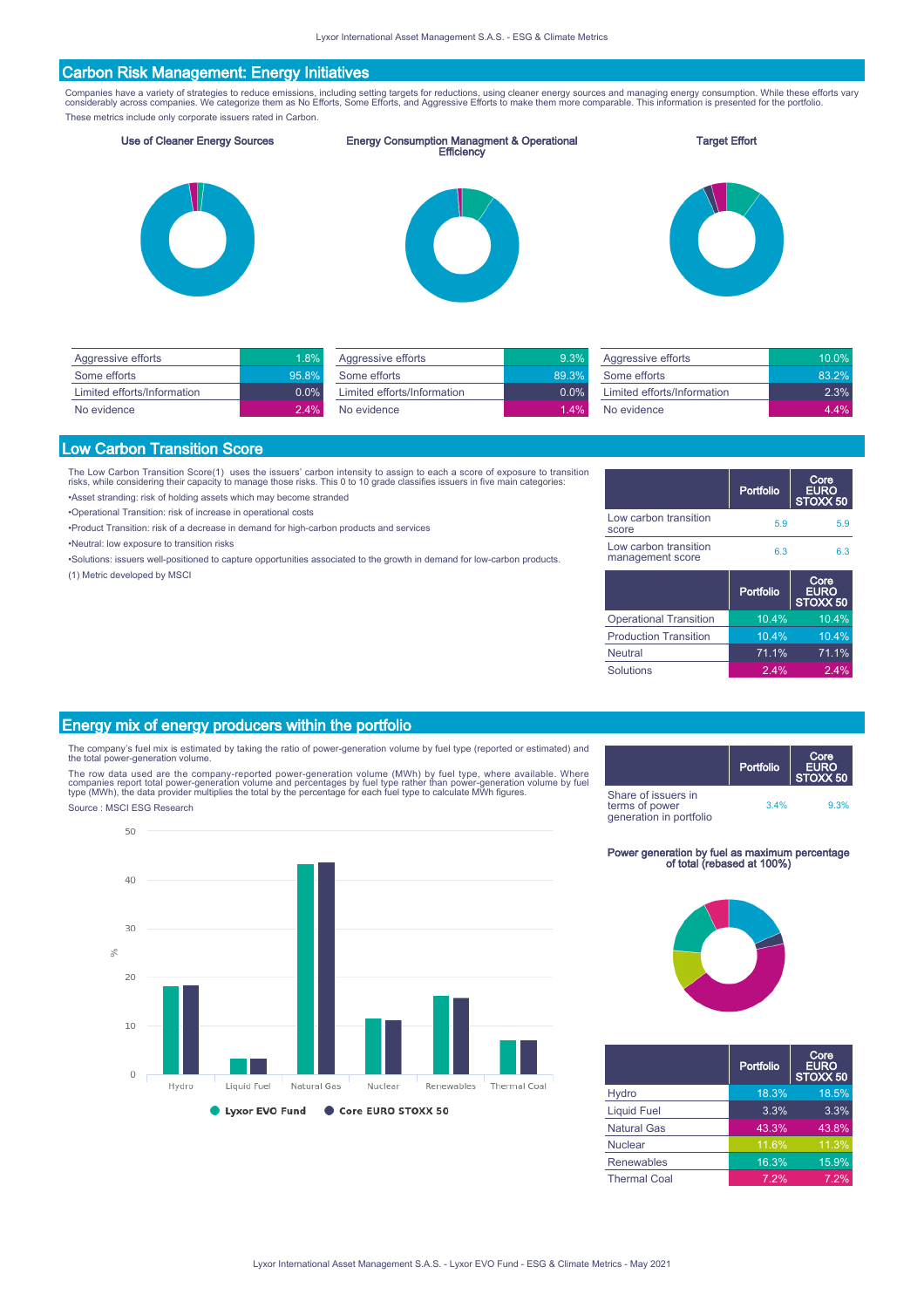## Carbon Risk Management: Energy Initiatives

Companies have a variety of strategies to reduce emissions, including setting targets for reductions, using cleaner energy sources and managing energy consumption. While these efforts vary considerably across companies. We categorize them as No Efforts, Some Efforts, and Aggressive Efforts to make them more comparable. This information is presented for the portfolio.
These metrics include only corporate issuers rated in Carbon.

### Use of Cleaner Energy Sources

| | |
|---|---|
| Aggressive efforts | 1.8% |
| Some efforts | 95.8% |
| Limited efforts/Information | 0.0% |
| No evidence | 2.4% |

### Energy Consumption Managment & Operational Efficiency

| | |
|---|---|
| Aggressive efforts | 9.3% |
| Some efforts | 89.3% |
| Limited efforts/Information | 0.0% |
| No evidence | 1.4% |

### Target Effort

| | |
|---|---|
| Aggressive efforts | 10.0% |
| Some efforts | 83.2% |
| Limited efforts/Information | 2.3% |
| No evidence | 4.4% |

## Low Carbon Transition Score

The Low Carbon Transition Score(1) uses the issuers' carbon intensity to assign to each a score of exposure to transition risks, while considering their capacity to manage those risks. This 0 to 10 grade classifies issuers in five main categories:

- Asset stranding: risk of holding assets which may become stranded
- Operational Transition: risk of increase in operational costs
- Product Transition: risk of a decrease in demand for high-carbon products and services
- Neutral: low exposure to transition risks
- Solutions: issuers well-positioned to capture opportunities associated to the growth in demand for low-carbon products.

(1) Metric developed by MSCI

| | Portfolio | Core EURO STOXX 50 |
|---|---|---|
| Low carbon transition score | 5.9 | 5.9 |
| Low carbon transition management score | 6.3 | 6.3 |

| | Portfolio | Core EURO STOXX 50 |
|---|---|---|
| Operational Transition | 10.4% | 10.4% |
| Production Transition | 10.4% | 10.4% |
| Neutral | 71.1% | 71.1% |
| Solutions | 2.4% | 2.4% |

## Energy mix of energy producers within the portfolio

The company's fuel mix is estimated by taking the ratio of power-generation volume by fuel type (reported or estimated) and the total power-generation volume.

The row data used are the company-reported power-generation volume (MWh) by fuel type, where available. Where companies report total power-generation volume and percentages by fuel type rather than power-generation volume by fuel type (MWh), the data provider multiplies the total by the percentage for each fuel type to calculate MWh figures.

Source : MSCI ESG Research

| | Portfolio | Core EURO STOXX 50 |
|---|---|---|
| Share of issuers in terms of power generation in portfolio | 3.4% | 9.3% |

### Power generation by fuel as maximum percentage of total (rebased at 100%)

| | Portfolio | Core EURO STOXX 50 |
|---|---|---|
| Hydro | 18.3% | 18.5% |
| Liquid Fuel | 3.3% | 3.3% |
| Natural Gas | 43.3% | 43.8% |
| Nuclear | 11.6% | 11.3% |
| Renewables | 16.3% | 15.9% |
| Thermal Coal | 7.2% | 7.2% |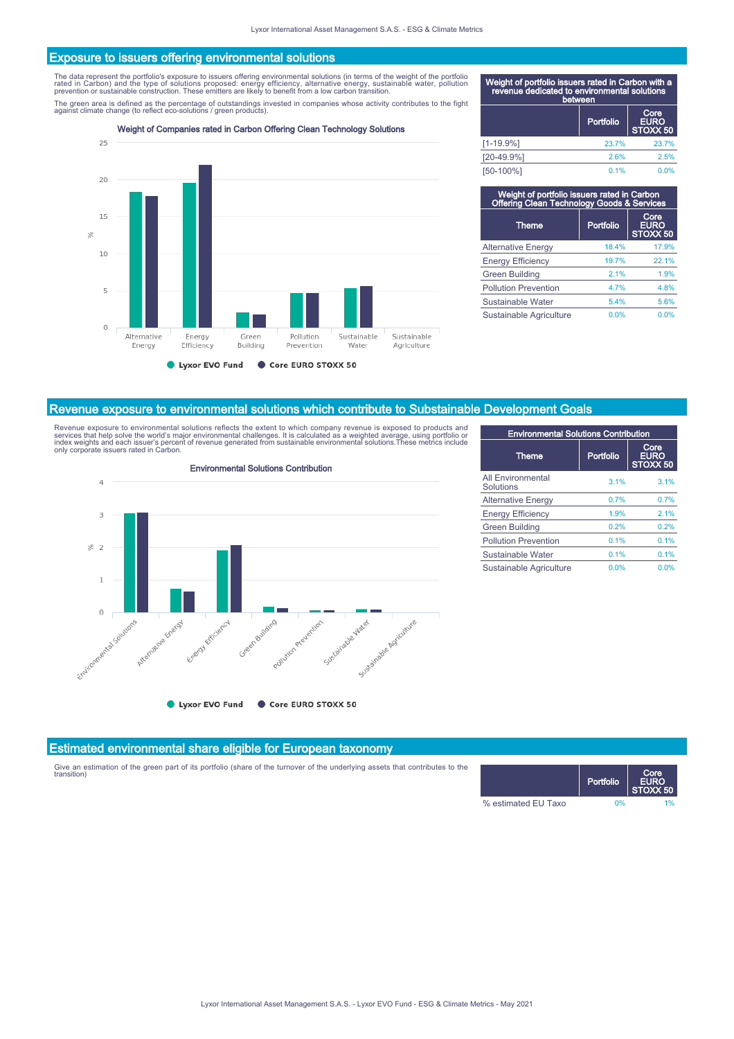## Exposure to issuers offering environmental solutions

The data represent the portfolio's exposure to issuers offering environmental solutions (in terms of the weight of the portfolio rated in Carbon) and the type of solutions proposed: energy efficiency, alternative energy, sustainable water, pollution prevention or sustainable construction. These emitters are likely to benefit from a low carbon transition.

The green area is defined as the percentage of outstandings invested in companies whose activity contributes to the fight against climate change (to reflect eco-solutions / green products).

**Weight of Companies rated in Carbon Offering Clean Technology Solutions**

| Weight of portfolio issuers rated in Carbon with a revenue dedicated to environmental solutions between | Portfolio | Core EURO STOXX 50 |
|---|---|---|
| [1-19.9%] | 23.7% | 23.7% |
| [20-49.9%] | 2.6% | 2.5% |
| [50-100%] | 0.1% | 0.0% |

**Weight of portfolio issuers rated in Carbon Offering Clean Technology Goods & Services**

| Theme | Portfolio | Core EURO STOXX 50 |
|---|---|---|
| Alternative Energy | 18.4% | 17.9% |
| Energy Efficiency | 19.7% | 22.1% |
| Green Building | 2.1% | 1.9% |
| Pollution Prevention | 4.7% | 4.8% |
| Sustainable Water | 5.4% | 5.6% |
| Sustainable Agriculture | 0.0% | 0.0% |

## Revenue exposure to environmental solutions which contribute to Substainable Development Goals

Revenue exposure to environmental solutions reflects the extent to which company revenue is exposed to products and services that help solve the world's major environmental challenges. It is calculated as a weighted average, using portfolio or index weights and each issuer's percent of revenue generated from sustainable environmental solutions.These metrics include only corporate issuers rated in Carbon.

**Environmental Solutions Contribution**

| Theme | Portfolio | Core EURO STOXX 50 |
|---|---|---|
| All Environmental Solutions | 3.1% | 3.1% |
| Alternative Energy | 0.7% | 0.7% |
| Energy Efficiency | 1.9% | 2.1% |
| Green Building | 0.2% | 0.2% |
| Pollution Prevention | 0.1% | 0.1% |
| Sustainable Water | 0.1% | 0.1% |
| Sustainable Agriculture | 0.0% | 0.0% |

## Estimated environmental share eligible for European taxonomy

Give an estimation of the green part of its portfolio (share of the turnover of the underlying assets that contributes to the transition)

| | Portfolio | Core EURO STOXX 50 |
|---|---|---|
| % estimated EU Taxo | 0% | 1% |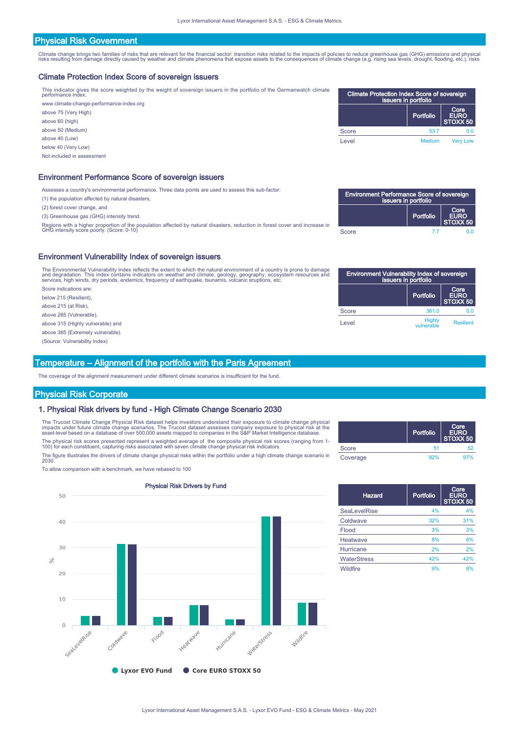## Physical Risk Government

Climate change brings two families of risks that are relevant for the financial sector: transition risks related to the impacts of policies to reduce greenhouse gas (GHG) emissions and physical risks resulting from damage directly caused by weather and climate phenomena that expose assets to the consequences of climate change (e.g. rising sea levels, drought, flooding, etc.), risks

### Climate Protection Index Score of sovereign issuers

This indicator gives the score weighted by the weight of sovereign issuers in the portfolio of the Germanwatch climate performance index.

www.climate-change-performance-index.org

above 75 (Very High)

above 60 (high)

above 50 (Medium)

above 40 (Low)

below 40 (Very Low)

Not included in assessment

| Climate Protection Index Score of sovereign issuers in portfolio | Portfolio | Core EURO STOXX 50 |
|---|---|---|
| Score | 53.7 | 0.0 |
| Level | Medium | Very Low |

### Environment Performance Score of sovereign issuers

Assesses a country's environmental performance. Three data points are used to assess this sub-factor:

(1) the population affected by natural disasters,

(2) forest cover change, and

(3) Greenhouse gas (GHG) intensity trend.

Regions with a higher proportion of the population affected by natural disasters, reduction in forest cover and increase in GHG intensity score poorly. (Score: 0-10)

| Environment Performance Score of sovereign issuers in portfolio | Portfolio | Core EURO STOXX 50 |
|---|---|---|
| Score | 7.7 | 0.0 |

### Environment Vulnerability Index of sovereign issuers

The Environmental Vulnerability Index reflects the extent to which the natural environment of a country is prone to damage and degradation. This index contains indicators on weather and climate, geology, geography, ecosystem resources and services, high winds, dry periods, endemics, frequency of earthquake, tsunamis, volcanic eruptions, etc.

Score indications are:

below 215 (Resilient),

above 215 (at Risk),

above 265 (Vulnerable),

above 315 (Highly vulnerable) and

above 365 (Extremely vulnerable).

(Source: Vulnerability Index)

| Environment Vulnerability Index of sovereign issuers in portfolio | Portfolio | Core EURO STOXX 50 |
|---|---|---|
| Score | 361.0 | 0.0 |
| Level | Highly vulnerable | Resilient |

## Temperature – Alignment of the portfolio with the Paris Agreement

The coverage of the alignment measurement under different climate scenarios is insufficient for the fund.

## Physical Risk Corporate

### 1. Physical Risk drivers by fund - High Climate Change Scenario 2030

The Trucost Climate Change Physical Risk dataset helps investors understand their exposure to climate change physical impacts under future climate change scenarios. The Trucost dataset assesses company exposure to physical risk at the asset-level based on a database of over 500,000 assets mapped to companies in the S&P Market Intelligence database.

The physical risk scores presented represent a weighted average of the composite physical risk scores (ranging from 1-100) for each constituent, capturing risks associated with seven climate change physical risk indicators.

The figure illustrates the drivers of climate change physical risks within the portfolio under a high climate change scenario in 2030.

To allow comparison with a benchmark, we have rebased to 100

| | Portfolio | Core EURO STOXX 50 |
|---|---|---|
| Score | 51 | 52 |
| Coverage | 92% | 97% |

Physical Risk Drivers by Fund

| Hazard | Portfolio | Core EURO STOXX 50 |
|---|---|---|
| SeaLevelRise | 4% | 4% |
| Coldwave | 32% | 31% |
| Flood | 3% | 3% |
| Heatwave | 8% | 8% |
| Hurricane | 2% | 2% |
| WaterStress | 42% | 42% |
| Wildfire | 9% | 9% |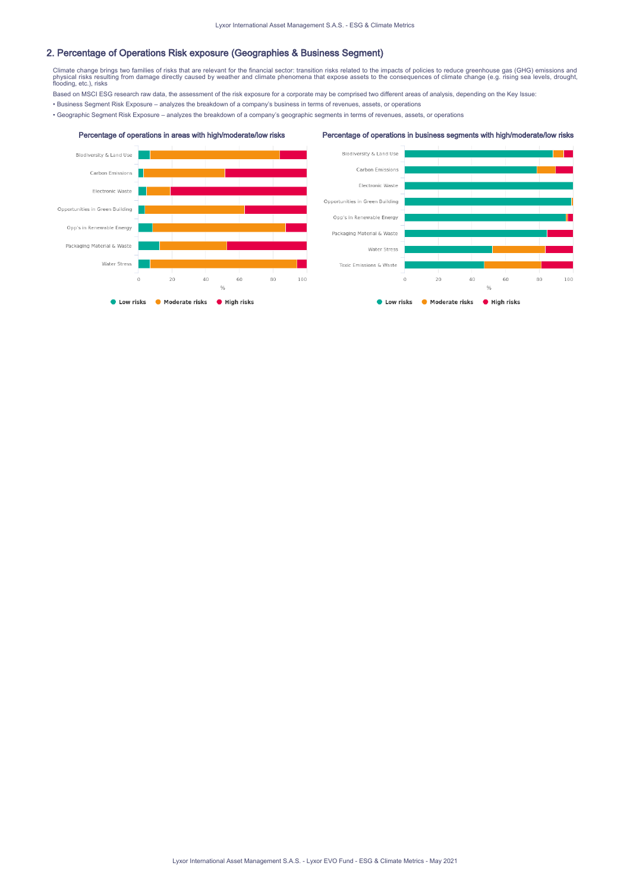## 2. Percentage of Operations Risk exposure (Geographies & Business Segment)

Climate change brings two families of risks that are relevant for the financial sector: transition risks related to the impacts of policies to reduce greenhouse gas (GHG) emissions and physical risks resulting from damage directly caused by weather and climate phenomena that expose assets to the consequences of climate change (e.g. rising sea levels, drought, flooding, etc.), risks

Based on MSCI ESG research raw data, the assessment of the risk exposure for a corporate may be comprised two different areas of analysis, depending on the Key Issue:

- Business Segment Risk Exposure – analyzes the breakdown of a company's business in terms of revenues, assets, or operations
- Geographic Segment Risk Exposure – analyzes the breakdown of a company's geographic segments in terms of revenues, assets, or operations

**Percentage of operations in areas with high/moderate/low risks**

Biodiversity & Land Use
Carbon Emissions
Electronic Waste
Opportunities in Green Building
Opp's in Renewable Energy
Packaging Material & Waste
Water Stress

0 20 40 60 80 100
%

Low risks · Moderate risks · High risks

**Percentage of operations in business segments with high/moderate/low risks**

Biodiversity & Land Use
Carbon Emissions
Electronic Waste
Opportunities in Green Building
Opp's in Renewable Energy
Packaging Material & Waste
Water Stress
Toxic Emissions & Waste

0 20 40 60 80 100
%

Low risks · Moderate risks · High risks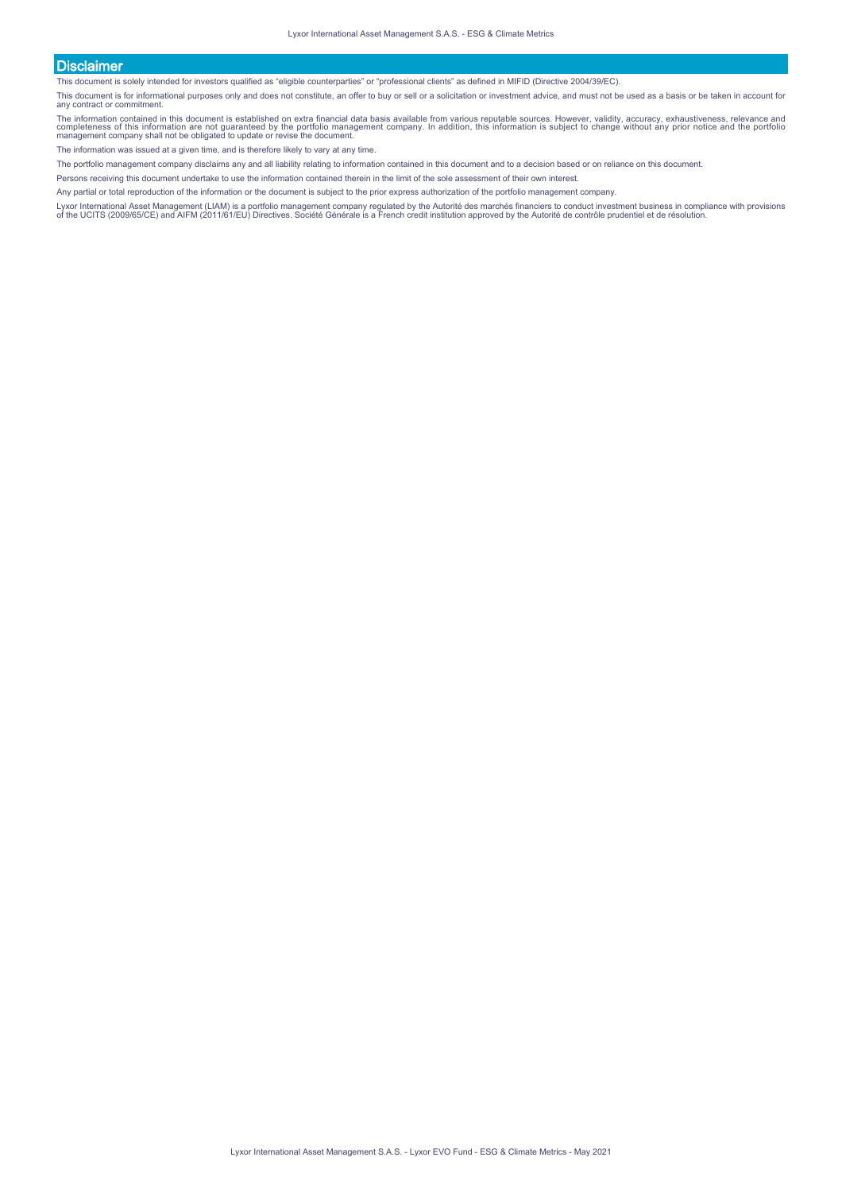## Disclaimer

This document is solely intended for investors qualified as "eligible counterparties" or "professional clients" as defined in MIFID (Directive 2004/39/EC).

This document is for informational purposes only and does not constitute, an offer to buy or sell or a solicitation or investment advice, and must not be used as a basis or be taken in account for any contract or commitment.

The information contained in this document is established on extra financial data basis available from various reputable sources. However, validity, accuracy, exhaustiveness, relevance and completeness of this information are not guaranteed by the portfolio management company. In addition, this information is subject to change without any prior notice and the portfolio management company shall not be obligated to update or revise the document.

The information was issued at a given time, and is therefore likely to vary at any time.

The portfolio management company disclaims any and all liability relating to information contained in this document and to a decision based or on reliance on this document.

Persons receiving this document undertake to use the information contained therein in the limit of the sole assessment of their own interest.

Any partial or total reproduction of the information or the document is subject to the prior express authorization of the portfolio management company.

Lyxor International Asset Management (LIAM) is a portfolio management company regulated by the Autorité des marchés financiers to conduct investment business in compliance with provisions of the UCITS (2009/65/CE) and AIFM (2011/61/EU) Directives. Société Générale is a French credit institution approved by the Autorité de contrôle prudentiel et de résolution.